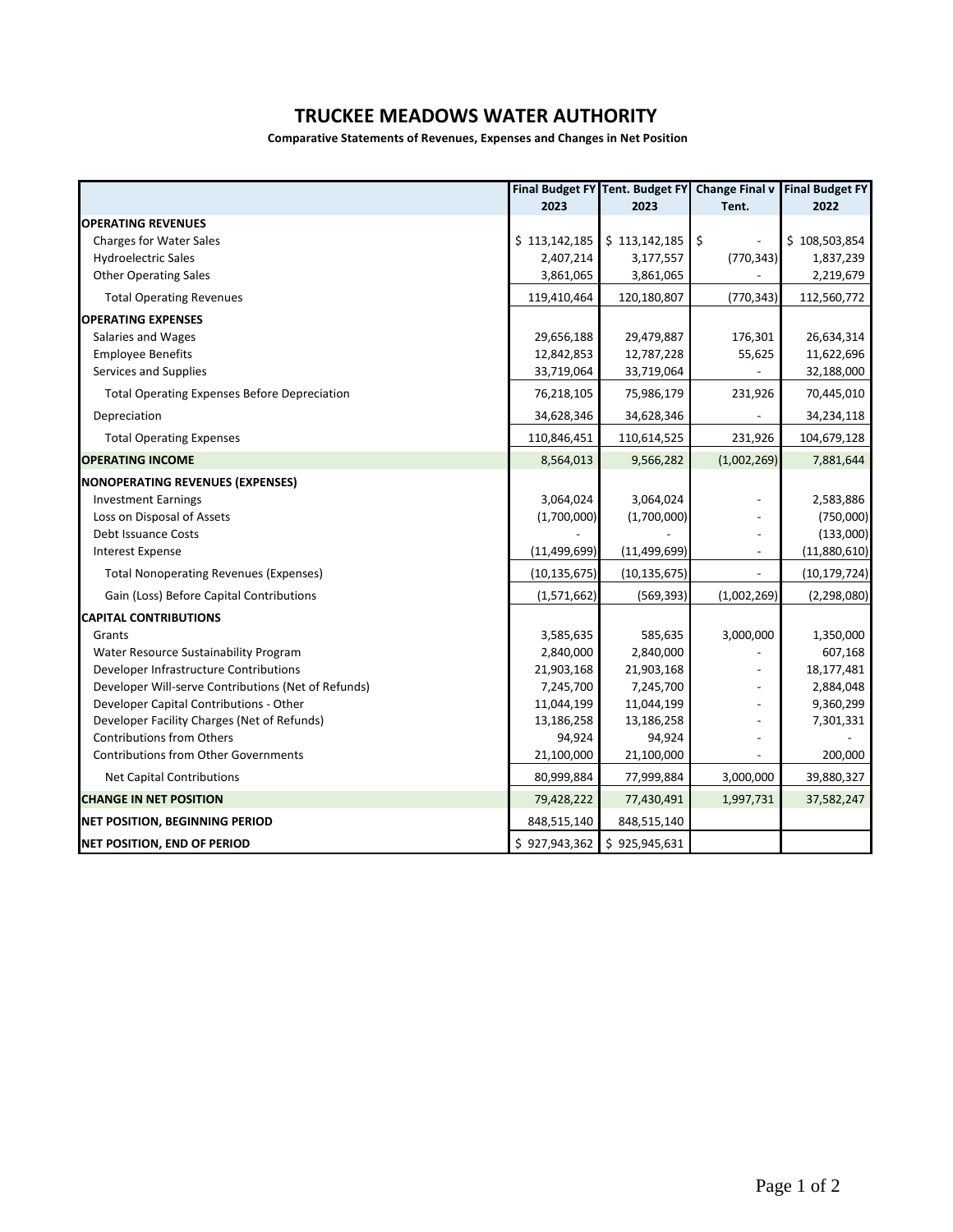# TRUCKEE MEADOWS WATER AUTHORITY

**Comparative Statements of Revenues, Expenses and Changes in Net Position**

| | Final Budget FY 2023 | Tent. Budget FY 2023 | Change Final v Tent. | Final Budget FY 2022 |
|---|---|---|---|---|
| **OPERATING REVENUES** | | | | |
| Charges for Water Sales | $ 113,142,185 | $ 113,142,185 | $ - | $ 108,503,854 |
| Hydroelectric Sales | 2,407,214 | 3,177,557 | (770,343) | 1,837,239 |
| Other Operating Sales | 3,861,065 | 3,861,065 | - | 2,219,679 |
| Total Operating Revenues | 119,410,464 | 120,180,807 | (770,343) | 112,560,772 |
| **OPERATING EXPENSES** | | | | |
| Salaries and Wages | 29,656,188 | 29,479,887 | 176,301 | 26,634,314 |
| Employee Benefits | 12,842,853 | 12,787,228 | 55,625 | 11,622,696 |
| Services and Supplies | 33,719,064 | 33,719,064 | - | 32,188,000 |
| Total Operating Expenses Before Depreciation | 76,218,105 | 75,986,179 | 231,926 | 70,445,010 |
| Depreciation | 34,628,346 | 34,628,346 | - | 34,234,118 |
| Total Operating Expenses | 110,846,451 | 110,614,525 | 231,926 | 104,679,128 |
| **OPERATING INCOME** | 8,564,013 | 9,566,282 | (1,002,269) | 7,881,644 |
| **NONOPERATING REVENUES (EXPENSES)** | | | | |
| Investment Earnings | 3,064,024 | 3,064,024 | - | 2,583,886 |
| Loss on Disposal of Assets | (1,700,000) | (1,700,000) | - | (750,000) |
| Debt Issuance Costs | - | - | - | (133,000) |
| Interest Expense | (11,499,699) | (11,499,699) | - | (11,880,610) |
| Total Nonoperating Revenues (Expenses) | (10,135,675) | (10,135,675) | - | (10,179,724) |
| Gain (Loss) Before Capital Contributions | (1,571,662) | (569,393) | (1,002,269) | (2,298,080) |
| **CAPITAL CONTRIBUTIONS** | | | | |
| Grants | 3,585,635 | 585,635 | 3,000,000 | 1,350,000 |
| Water Resource Sustainability Program | 2,840,000 | 2,840,000 | - | 607,168 |
| Developer Infrastructure Contributions | 21,903,168 | 21,903,168 | - | 18,177,481 |
| Developer Will-serve Contributions (Net of Refunds) | 7,245,700 | 7,245,700 | - | 2,884,048 |
| Developer Capital Contributions - Other | 11,044,199 | 11,044,199 | - | 9,360,299 |
| Developer Facility Charges (Net of Refunds) | 13,186,258 | 13,186,258 | - | 7,301,331 |
| Contributions from Others | 94,924 | 94,924 | - | - |
| Contributions from Other Governments | 21,100,000 | 21,100,000 | - | 200,000 |
| Net Capital Contributions | 80,999,884 | 77,999,884 | 3,000,000 | 39,880,327 |
| **CHANGE IN NET POSITION** | 79,428,222 | 77,430,491 | 1,997,731 | 37,582,247 |
| **NET POSITION, BEGINNING PERIOD** | 848,515,140 | 848,515,140 | | |
| **NET POSITION, END OF PERIOD** | $ 927,943,362 | $ 925,945,631 | | |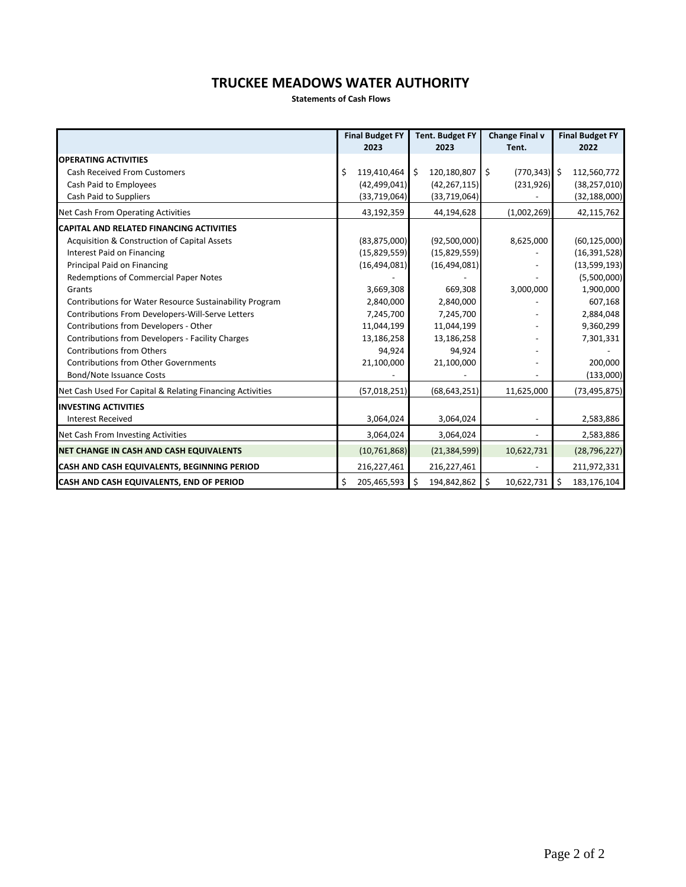# TRUCKEE MEADOWS WATER AUTHORITY

**Statements of Cash Flows**

| | Final Budget FY 2023 | Tent. Budget FY 2023 | Change Final v Tent. | Final Budget FY 2022 |
|---|---|---|---|---|
| **OPERATING ACTIVITIES** | | | | |
| Cash Received From Customers | $ 119,410,464 | $ 120,180,807 | $ (770,343) | $ 112,560,772 |
| Cash Paid to Employees | (42,499,041) | (42,267,115) | (231,926) | (38,257,010) |
| Cash Paid to Suppliers | (33,719,064) | (33,719,064) | - | (32,188,000) |
| Net Cash From Operating Activities | 43,192,359 | 44,194,628 | (1,002,269) | 42,115,762 |
| **CAPITAL AND RELATED FINANCING ACTIVITIES** | | | | |
| Acquisition & Construction of Capital Assets | (83,875,000) | (92,500,000) | 8,625,000 | (60,125,000) |
| Interest Paid on Financing | (15,829,559) | (15,829,559) | - | (16,391,528) |
| Principal Paid on Financing | (16,494,081) | (16,494,081) | - | (13,599,193) |
| Redemptions of Commercial Paper Notes | - | - | - | (5,500,000) |
| Grants | 3,669,308 | 669,308 | 3,000,000 | 1,900,000 |
| Contributions for Water Resource Sustainability Program | 2,840,000 | 2,840,000 | - | 607,168 |
| Contributions From Developers-Will-Serve Letters | 7,245,700 | 7,245,700 | - | 2,884,048 |
| Contributions from Developers - Other | 11,044,199 | 11,044,199 | - | 9,360,299 |
| Contributions from Developers - Facility Charges | 13,186,258 | 13,186,258 | - | 7,301,331 |
| Contributions from Others | 94,924 | 94,924 | - | - |
| Contributions from Other Governments | 21,100,000 | 21,100,000 | - | 200,000 |
| Bond/Note Issuance Costs | - | - | - | (133,000) |
| Net Cash Used For Capital & Relating Financing Activities | (57,018,251) | (68,643,251) | 11,625,000 | (73,495,875) |
| **INVESTING ACTIVITIES** | | | | |
| Interest Received | 3,064,024 | 3,064,024 | - | 2,583,886 |
| Net Cash From Investing Activities | 3,064,024 | 3,064,024 | - | 2,583,886 |
| **NET CHANGE IN CASH AND CASH EQUIVALENTS** | (10,761,868) | (21,384,599) | 10,622,731 | (28,796,227) |
| **CASH AND CASH EQUIVALENTS, BEGINNING PERIOD** | 216,227,461 | 216,227,461 | - | 211,972,331 |
| **CASH AND CASH EQUIVALENTS, END OF PERIOD** | $ 205,465,593 | $ 194,842,862 | $ 10,622,731 | $ 183,176,104 |